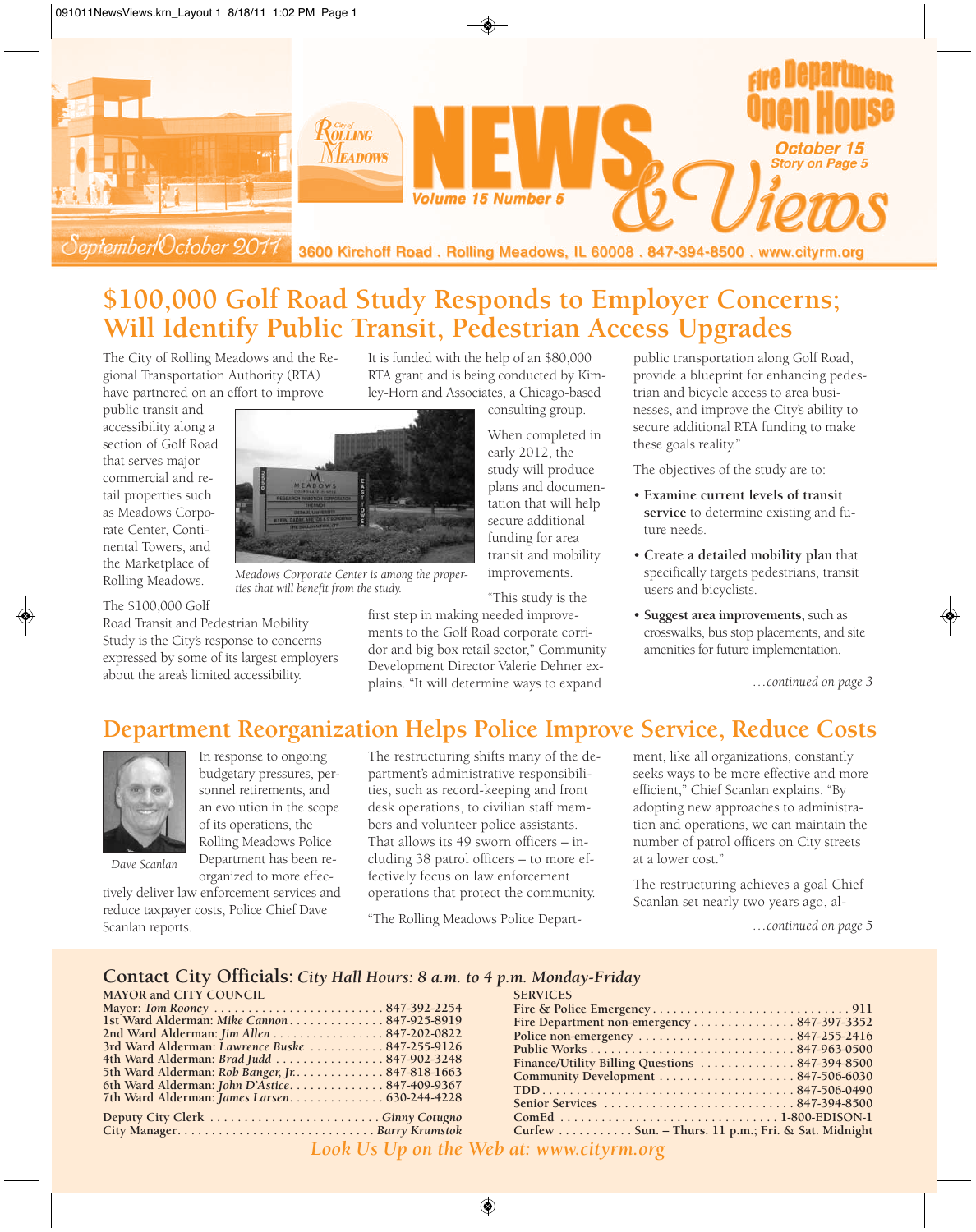# City of Rolling Meadows NEWS & Views

Volume 15 Number 5

September/October 2011

3600 Kirchoff Road . Rolling Meadows, IL 60008 . 847-394-8500 . www.cityrm.org

**Fire Department Open House**
October 15
Story on Page 5

## $100,000 Golf Road Study Responds to Employer Concerns; Will Identify Public Transit, Pedestrian Access Upgrades

The City of Rolling Meadows and the Regional Transportation Authority (RTA) have partnered on an effort to improve public transit and accessibility along a section of Golf Road that serves major commercial and retail properties such as Meadows Corporate Center, Continental Towers, and the Marketplace of Rolling Meadows.

*Meadows Corporate Center is among the properties that will benefit from the study.*

The $100,000 Golf Road Transit and Pedestrian Mobility Study is the City's response to concerns expressed by some of its largest employers about the area's limited accessibility.

It is funded with the help of an $80,000 RTA grant and is being conducted by Kimley-Horn and Associates, a Chicago-based consulting group.

When completed in early 2012, the study will produce plans and documentation that will help secure additional funding for area transit and mobility improvements.

"This study is the first step in making needed improvements to the Golf Road corporate corridor and big box retail sector," Community Development Director Valerie Dehner explains. "It will determine ways to expand public transportation along Golf Road, provide a blueprint for enhancing pedestrian and bicycle access to area businesses, and improve the City's ability to secure additional RTA funding to make these goals reality."

The objectives of the study are to:

- **Examine current levels of transit service** to determine existing and future needs.
- **Create a detailed mobility plan** that specifically targets pedestrians, transit users and bicyclists.
- **Suggest area improvements,** such as crosswalks, bus stop placements, and site amenities for future implementation.

*…continued on page 3*

## Department Reorganization Helps Police Improve Service, Reduce Costs

*Dave Scanlan*

In response to ongoing budgetary pressures, personnel retirements, and an evolution in the scope of its operations, the Rolling Meadows Police Department has been reorganized to more effectively deliver law enforcement services and reduce taxpayer costs, Police Chief Dave Scanlan reports.

The restructuring shifts many of the department's administrative responsibilities, such as record-keeping and front desk operations, to civilian staff members and volunteer police assistants. That allows its 49 sworn officers – including 38 patrol officers – to more effectively focus on law enforcement operations that protect the community.

"The Rolling Meadows Police Department, like all organizations, constantly seeks ways to be more effective and more efficient," Chief Scanlan explains. "By adopting new approaches to administration and operations, we can maintain the number of patrol officers on City streets at a lower cost."

The restructuring achieves a goal Chief Scanlan set nearly two years ago, al-

*…continued on page 5*

## Contact City Officials: *City Hall Hours: 8 a.m. to 4 p.m. Monday-Friday*

**MAYOR and CITY COUNCIL**

| | |
|---|---|
| Mayor: *Tom Rooney* | 847-392-2254 |
| 1st Ward Alderman: *Mike Cannon* | 847-925-8919 |
| 2nd Ward Alderman: *Jim Allen* | 847-202-0822 |
| 3rd Ward Alderman: *Lawrence Buske* | 847-255-9126 |
| 4th Ward Alderman: *Brad Judd* | 847-902-3248 |
| 5th Ward Alderman: *Rob Banger, Jr.* | 847-818-1663 |
| 6th Ward Alderman: *John D'Astice* | 847-409-9367 |
| 7th Ward Alderman: *James Larsen* | 630-244-4228 |
| Deputy City Clerk | *Ginny Cotugno* |
| City Manager | *Barry Krumstok* |

**SERVICES**

| | |
|---|---|
| Fire & Police Emergency | 911 |
| Fire Department non-emergency | 847-397-3352 |
| Police non-emergency | 847-255-2416 |
| Public Works | 847-963-0500 |
| Finance/Utility Billing Questions | 847-394-8500 |
| Community Development | 847-506-6030 |
| TDD | 847-506-0490 |
| Senior Services | 847-394-8500 |
| ComEd | 1-800-EDISON-1 |
| Curfew | Sun. – Thurs. 11 p.m.; Fri. & Sat. Midnight |

*Look Us Up on the Web at: www.cityrm.org*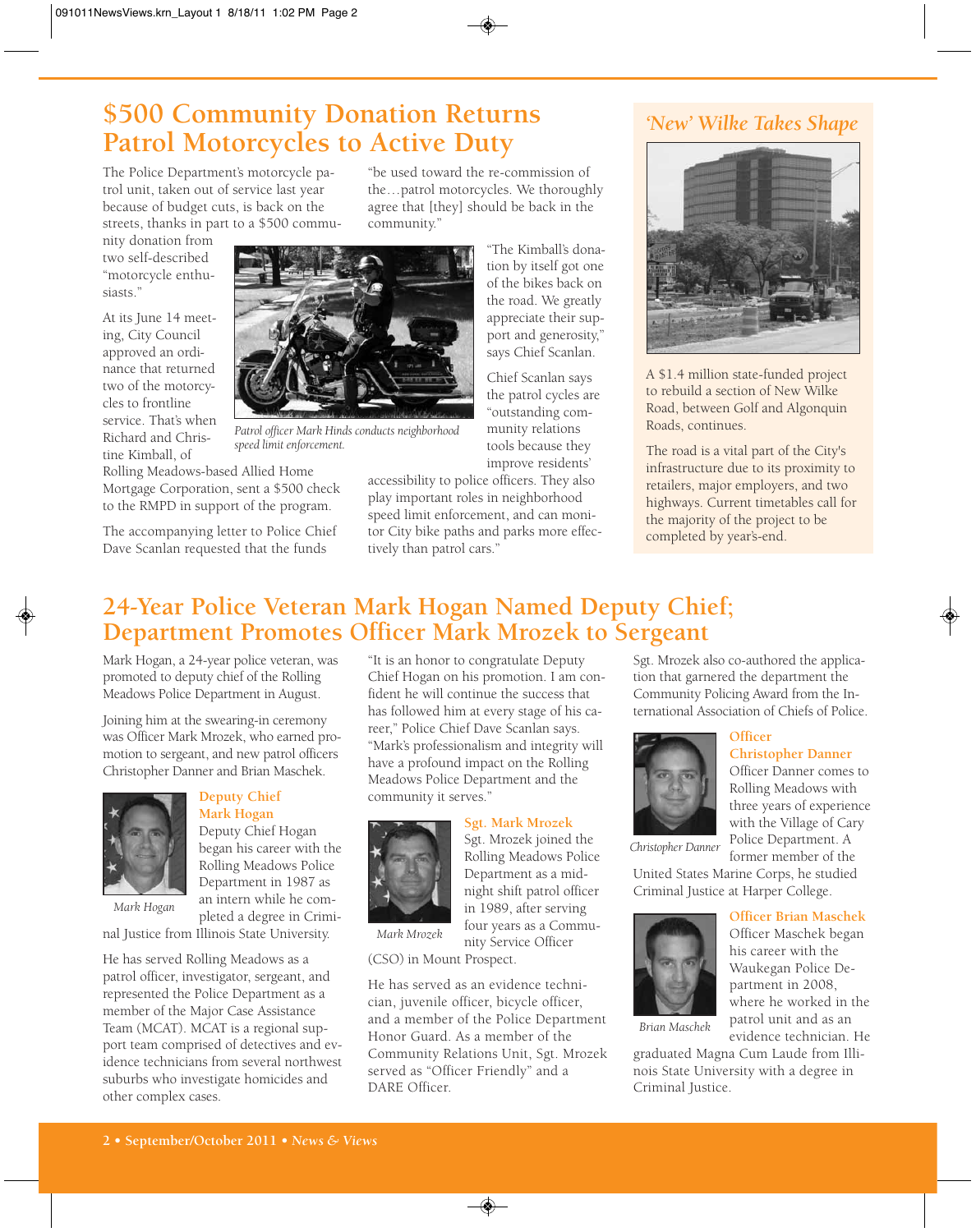## $500 Community Donation Returns Patrol Motorcycles to Active Duty

The Police Department's motorcycle patrol unit, taken out of service last year because of budget cuts, is back on the streets, thanks in part to a $500 community donation from two self-described "motorcycle enthusiasts."

At its June 14 meeting, City Council approved an ordinance that returned two of the motorcycles to frontline service. That's when Richard and Christine Kimball, of Rolling Meadows-based Allied Home Mortgage Corporation, sent a $500 check to the RMPD in support of the program.

The accompanying letter to Police Chief Dave Scanlan requested that the funds "be used toward the re-commission of the…patrol motorcycles. We thoroughly agree that [they] should be back in the community."

*Patrol officer Mark Hinds conducts neighborhood speed limit enforcement.*

"The Kimball's donation by itself got one of the bikes back on the road. We greatly appreciate their support and generosity," says Chief Scanlan.

Chief Scanlan says the patrol cycles are "outstanding community relations tools because they improve residents' accessibility to police officers. They also play important roles in neighborhood speed limit enforcement, and can monitor City bike paths and parks more effectively than patrol cars."

## *'New' Wilke Takes Shape*

A $1.4 million state-funded project to rebuild a section of New Wilke Road, between Golf and Algonquin Roads, continues.

The road is a vital part of the City's infrastructure due to its proximity to retailers, major employers, and two highways. Current timetables call for the majority of the project to be completed by year's-end.

## 24-Year Police Veteran Mark Hogan Named Deputy Chief; Department Promotes Officer Mark Mrozek to Sergeant

Mark Hogan, a 24-year police veteran, was promoted to deputy chief of the Rolling Meadows Police Department in August.

Joining him at the swearing-in ceremony was Officer Mark Mrozek, who earned promotion to sergeant, and new patrol officers Christopher Danner and Brian Maschek.

### Deputy Chief Mark Hogan

*Mark Hogan*

Deputy Chief Hogan began his career with the Rolling Meadows Police Department in 1987 as an intern while he completed a degree in Criminal Justice from Illinois State University.

He has served Rolling Meadows as a patrol officer, investigator, sergeant, and represented the Police Department as a member of the Major Case Assistance Team (MCAT). MCAT is a regional support team comprised of detectives and evidence technicians from several northwest suburbs who investigate homicides and other complex cases.

"It is an honor to congratulate Deputy Chief Hogan on his promotion. I am confident he will continue the success that has followed him at every stage of his career," Police Chief Dave Scanlan says. "Mark's professionalism and integrity will have a profound impact on the Rolling Meadows Police Department and the community it serves."

### Sgt. Mark Mrozek

*Mark Mrozek*

Sgt. Mrozek joined the Rolling Meadows Police Department as a midnight shift patrol officer in 1989, after serving four years as a Community Service Officer (CSO) in Mount Prospect.

He has served as an evidence technician, juvenile officer, bicycle officer, and a member of the Police Department Honor Guard. As a member of the Community Relations Unit, Sgt. Mrozek served as "Officer Friendly" and a DARE Officer.

Sgt. Mrozek also co-authored the application that garnered the department the Community Policing Award from the International Association of Chiefs of Police.

### Officer Christopher Danner

*Christopher Danner*

Officer Danner comes to Rolling Meadows with three years of experience with the Village of Cary Police Department. A former member of the United States Marine Corps, he studied Criminal Justice at Harper College.

### Officer Brian Maschek

*Brian Maschek*

Officer Maschek began his career with the Waukegan Police Department in 2008, where he worked in the patrol unit and as an evidence technician. He graduated Magna Cum Laude from Illinois State University with a degree in Criminal Justice.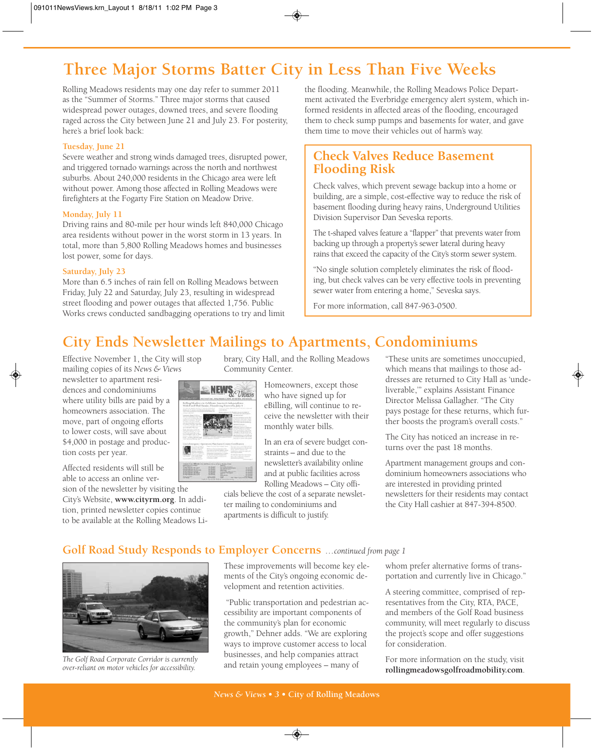# Three Major Storms Batter City in Less Than Five Weeks

Rolling Meadows residents may one day refer to summer 2011 as the "Summer of Storms." Three major storms that caused widespread power outages, downed trees, and severe flooding raged across the City between June 21 and July 23. For posterity, here's a brief look back:

### Tuesday, June 21

Severe weather and strong winds damaged trees, disrupted power, and triggered tornado warnings across the north and northwest suburbs. About 240,000 residents in the Chicago area were left without power. Among those affected in Rolling Meadows were firefighters at the Fogarty Fire Station on Meadow Drive.

### Monday, July 11

Driving rains and 80-mile per hour winds left 840,000 Chicago area residents without power in the worst storm in 13 years. In total, more than 5,800 Rolling Meadows homes and businesses lost power, some for days.

### Saturday, July 23

More than 6.5 inches of rain fell on Rolling Meadows between Friday, July 22 and Saturday, July 23, resulting in widespread street flooding and power outages that affected 1,756. Public Works crews conducted sandbagging operations to try and limit the flooding. Meanwhile, the Rolling Meadows Police Department activated the Everbridge emergency alert system, which informed residents in affected areas of the flooding, encouraged them to check sump pumps and basements for water, and gave them time to move their vehicles out of harm's way.

## Check Valves Reduce Basement Flooding Risk

Check valves, which prevent sewage backup into a home or building, are a simple, cost-effective way to reduce the risk of basement flooding during heavy rains, Underground Utilities Division Supervisor Dan Seveska reports.

The t-shaped valves feature a "flapper" that prevents water from backing up through a property's sewer lateral during heavy rains that exceed the capacity of the City's storm sewer system.

"No single solution completely eliminates the risk of flooding, but check valves can be very effective tools in preventing sewer water from entering a home," Seveska says.

For more information, call 847-963-0500.

# City Ends Newsletter Mailings to Apartments, Condominiums

Effective November 1, the City will stop mailing copies of its *News & Views* newsletter to apartment residences and condominiums where utility bills are paid by a homeowners association. The move, part of ongoing efforts to lower costs, will save about $4,000 in postage and production costs per year.

Affected residents will still be able to access an online version of the newsletter by visiting the City's Website, **www.cityrm.org**. In addition, printed newsletter copies continue to be available at the Rolling Meadows Library, City Hall, and the Rolling Meadows Community Center.

Homeowners, except those who have signed up for eBilling, will continue to receive the newsletter with their monthly water bills.

In an era of severe budget constraints – and due to the newsletter's availability online and at public facilities across Rolling Meadows – City officials believe the cost of a separate newsletter mailing to condominiums and apartments is difficult to justify.

"These units are sometimes unoccupied, which means that mailings to those addresses are returned to City Hall as 'undeliverable,'" explains Assistant Finance Director Melissa Gallagher. "The City pays postage for these returns, which further boosts the program's overall costs."

The City has noticed an increase in returns over the past 18 months.

Apartment management groups and condominium homeowners associations who are interested in providing printed newsletters for their residents may contact the City Hall cashier at 847-394-8500.

## Golf Road Study Responds to Employer Concerns *…continued from page 1*

*The Golf Road Corporate Corridor is currently over-reliant on motor vehicles for accessibility.*

These improvements will become key elements of the City's ongoing economic development and retention activities.

"Public transportation and pedestrian accessibility are important components of the community's plan for economic growth," Dehner adds. "We are exploring ways to improve customer access to local businesses, and help companies attract and retain young employees – many of whom prefer alternative forms of transportation and currently live in Chicago."

A steering committee, comprised of representatives from the City, RTA, PACE, and members of the Golf Road business community, will meet regularly to discuss the project's scope and offer suggestions for consideration.

For more information on the study, visit **rollingmeadowsgolfroadmobility.com**.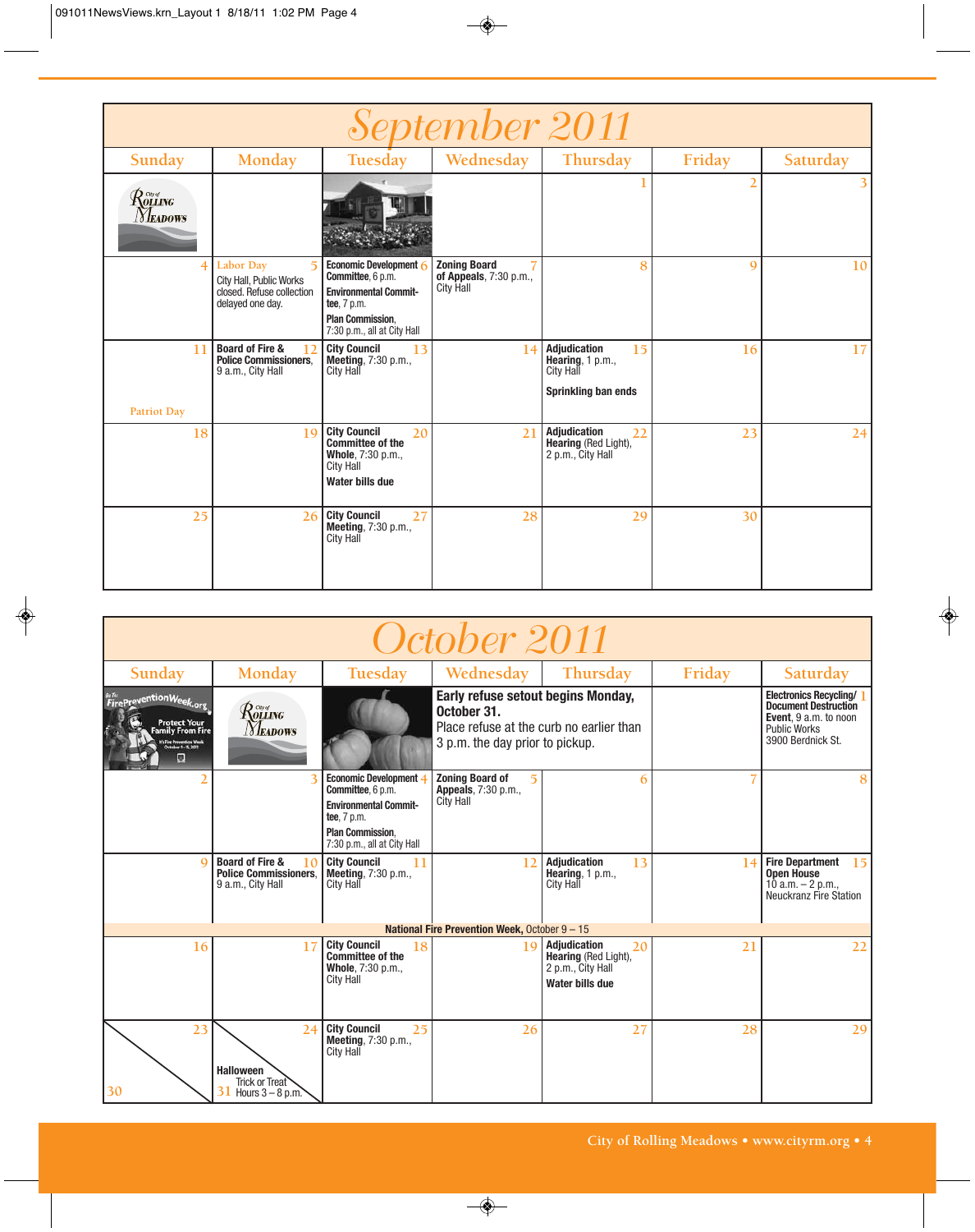# September 2011

| Sunday | Monday | Tuesday | Wednesday | Thursday | Friday | Saturday |
|---|---|---|---|---|---|---|
| | | | | 1 | 2 | 3 |
| 4 | 5 **Labor Day** City Hall, Public Works closed. Refuse collection delayed one day. | 6 **Economic Development Committee**, 6 p.m. **Environmental Committee**, 7 p.m. **Plan Commission**, 7:30 p.m., all at City Hall | 7 **Zoning Board of Appeals**, 7:30 p.m., City Hall | 8 | 9 | 10 |
| 11 Patriot Day | 12 **Board of Fire & Police Commissioners**, 9 a.m., City Hall | 13 **City Council Meeting**, 7:30 p.m., City Hall | 14 | 15 **Adjudication Hearing**, 1 p.m., City Hall **Sprinkling ban ends** | 16 | 17 |
| 18 | 19 | 20 **City Council Committee of the Whole**, 7:30 p.m., City Hall **Water bills due** | 21 | 22 **Adjudication Hearing** (Red Light), 2 p.m., City Hall | 23 | 24 |
| 25 | 26 | 27 **City Council Meeting**, 7:30 p.m., City Hall | 28 | 29 | 30 | |

# October 2011

| Sunday | Monday | Tuesday | Wednesday | Thursday | Friday | Saturday |
|---|---|---|---|---|---|---|
| Go To: FirePreventionWeek.org Protect Your Family From Fire — It's Fire Prevention Week October 9 – 15, 2011 | | | **Early refuse setout begins Monday, October 31.** Place refuse at the curb no earlier than 3 p.m. the day prior to pickup. | | | 1 **Electronics Recycling/ Document Destruction Event**, 9 a.m. to noon Public Works 3900 Berdnick St. |
| 2 | 3 | 4 **Economic Development Committee**, 6 p.m. **Environmental Committee**, 7 p.m. **Plan Commission**, 7:30 p.m., all at City Hall | 5 **Zoning Board of Appeals**, 7:30 p.m., City Hall | 6 | 7 | 8 |
| 9 | 10 **Board of Fire & Police Commissioners**, 9 a.m., City Hall | 11 **City Council Meeting**, 7:30 p.m., City Hall | 12 | 13 **Adjudication Hearing**, 1 p.m., City Hall | 14 | 15 **Fire Department Open House** 10 a.m. – 2 p.m., Neuckranz Fire Station |
| **National Fire Prevention Week**, October 9 – 15 | | | | | | |
| 16 | 17 | 18 **City Council Committee of the Whole**, 7:30 p.m., City Hall | 19 | 20 **Adjudication Hearing** (Red Light), 2 p.m., City Hall **Water bills due** | 21 | 22 |
| 23 / 30 | 24 / 31 **Halloween** Trick or Treat Hours 3 – 8 p.m. | 25 **City Council Meeting**, 7:30 p.m., City Hall | 26 | 27 | 28 | 29 |

City of Rolling Meadows • www.cityrm.org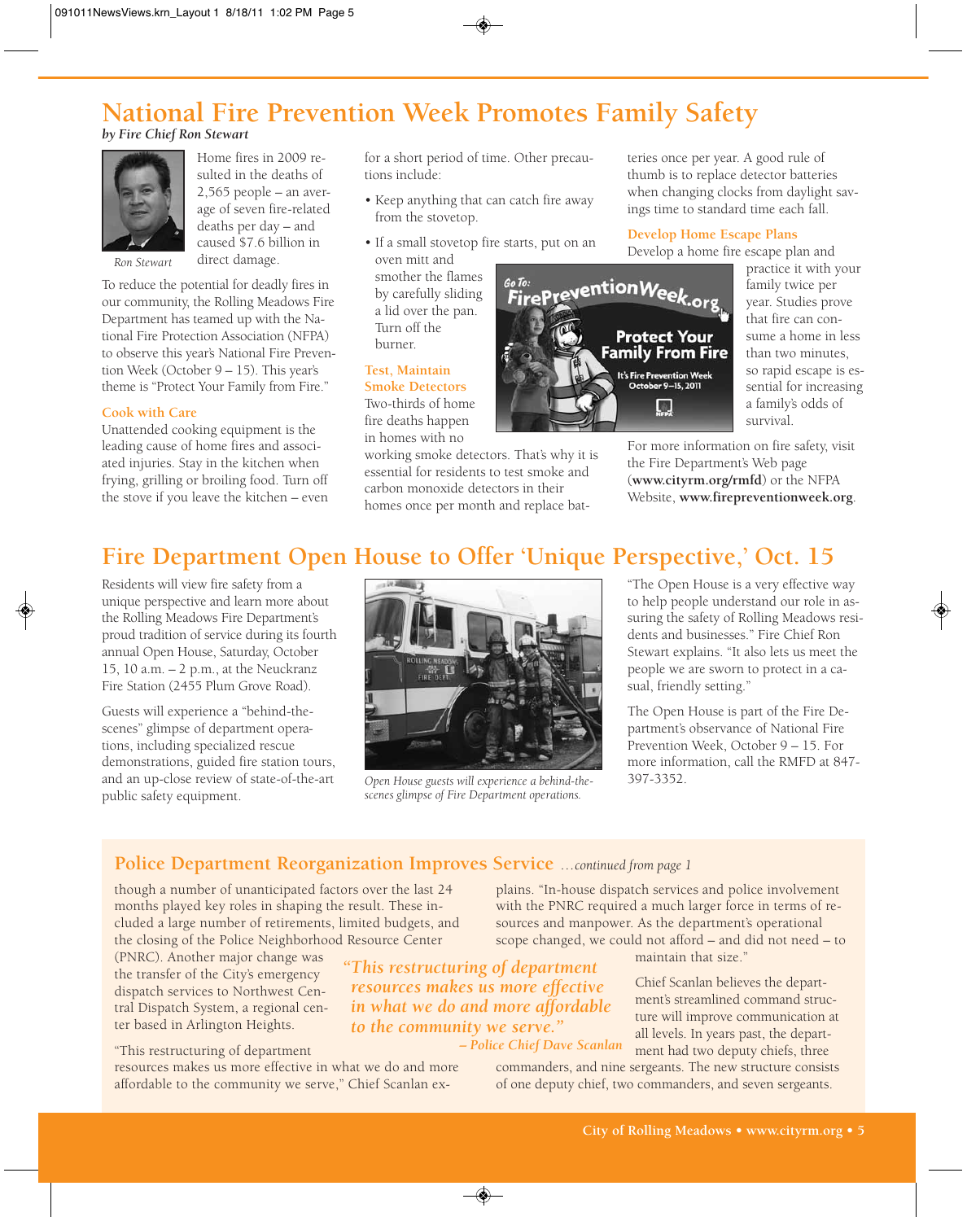# National Fire Prevention Week Promotes Family Safety

*by Fire Chief Ron Stewart*

*Ron Stewart*

Home fires in 2009 resulted in the deaths of 2,565 people – an average of seven fire-related deaths per day – and caused $7.6 billion in direct damage.

To reduce the potential for deadly fires in our community, the Rolling Meadows Fire Department has teamed up with the National Fire Protection Association (NFPA) to observe this year's National Fire Prevention Week (October 9 – 15). This year's theme is "Protect Your Family from Fire."

### Cook with Care

Unattended cooking equipment is the leading cause of home fires and associated injuries. Stay in the kitchen when frying, grilling or broiling food. Turn off the stove if you leave the kitchen – even for a short period of time. Other precautions include:

- Keep anything that can catch fire away from the stovetop.
- If a small stovetop fire starts, put on an oven mitt and smother the flames by carefully sliding a lid over the pan. Turn off the burner.

### Test, Maintain Smoke Detectors

Two-thirds of home fire deaths happen in homes with no working smoke detectors. That's why it is essential for residents to test smoke and carbon monoxide detectors in their homes once per month and replace batteries once per year. A good rule of thumb is to replace detector batteries when changing clocks from daylight savings time to standard time each fall.

Go To: FirePreventionWeek.org — Protect Your Family From Fire — It's Fire Prevention Week October 9–15, 2011 — NFPA

### Develop Home Escape Plans

Develop a home fire escape plan and practice it with your family twice per year. Studies prove that fire can consume a home in less than two minutes, so rapid escape is essential for increasing a family's odds of survival.

For more information on fire safety, visit the Fire Department's Web page (**www.cityrm.org/rmfd**) or the NFPA Website, **www.firepreventionweek.org**.

# Fire Department Open House to Offer 'Unique Perspective,' Oct. 15

Residents will view fire safety from a unique perspective and learn more about the Rolling Meadows Fire Department's proud tradition of service during its fourth annual Open House, Saturday, October 15, 10 a.m. – 2 p.m., at the Neuckranz Fire Station (2455 Plum Grove Road).

Guests will experience a "behind-the-scenes" glimpse of department operations, including specialized rescue demonstrations, guided fire station tours, and an up-close review of state-of-the-art public safety equipment.

*Open House guests will experience a behind-the-scenes glimpse of Fire Department operations.*

"The Open House is a very effective way to help people understand our role in assuring the safety of Rolling Meadows residents and businesses." Fire Chief Ron Stewart explains. "It also lets us meet the people we are sworn to protect in a casual, friendly setting."

The Open House is part of the Fire Department's observance of National Fire Prevention Week, October 9 – 15. For more information, call the RMFD at 847-397-3352.

## Police Department Reorganization Improves Service *...continued from page 1*

though a number of unanticipated factors over the last 24 months played key roles in shaping the result. These included a large number of retirements, limited budgets, and the closing of the Police Neighborhood Resource Center (PNRC). Another major change was the transfer of the City's emergency dispatch services to Northwest Central Dispatch System, a regional center based in Arlington Heights.

"This restructuring of department resources makes us more effective in what we do and more affordable to the community we serve," Chief Scanlan explains. "In-house dispatch services and police involvement with the PNRC required a much larger force in terms of resources and manpower. As the department's operational scope changed, we could not afford – and did not need – to maintain that size."

> *"This restructuring of department resources makes us more effective in what we do and more affordable to the community we serve."*
> *– Police Chief Dave Scanlan*

Chief Scanlan believes the department's streamlined command structure will improve communication at all levels. In years past, the department had two deputy chiefs, three commanders, and nine sergeants. The new structure consists of one deputy chief, two commanders, and seven sergeants.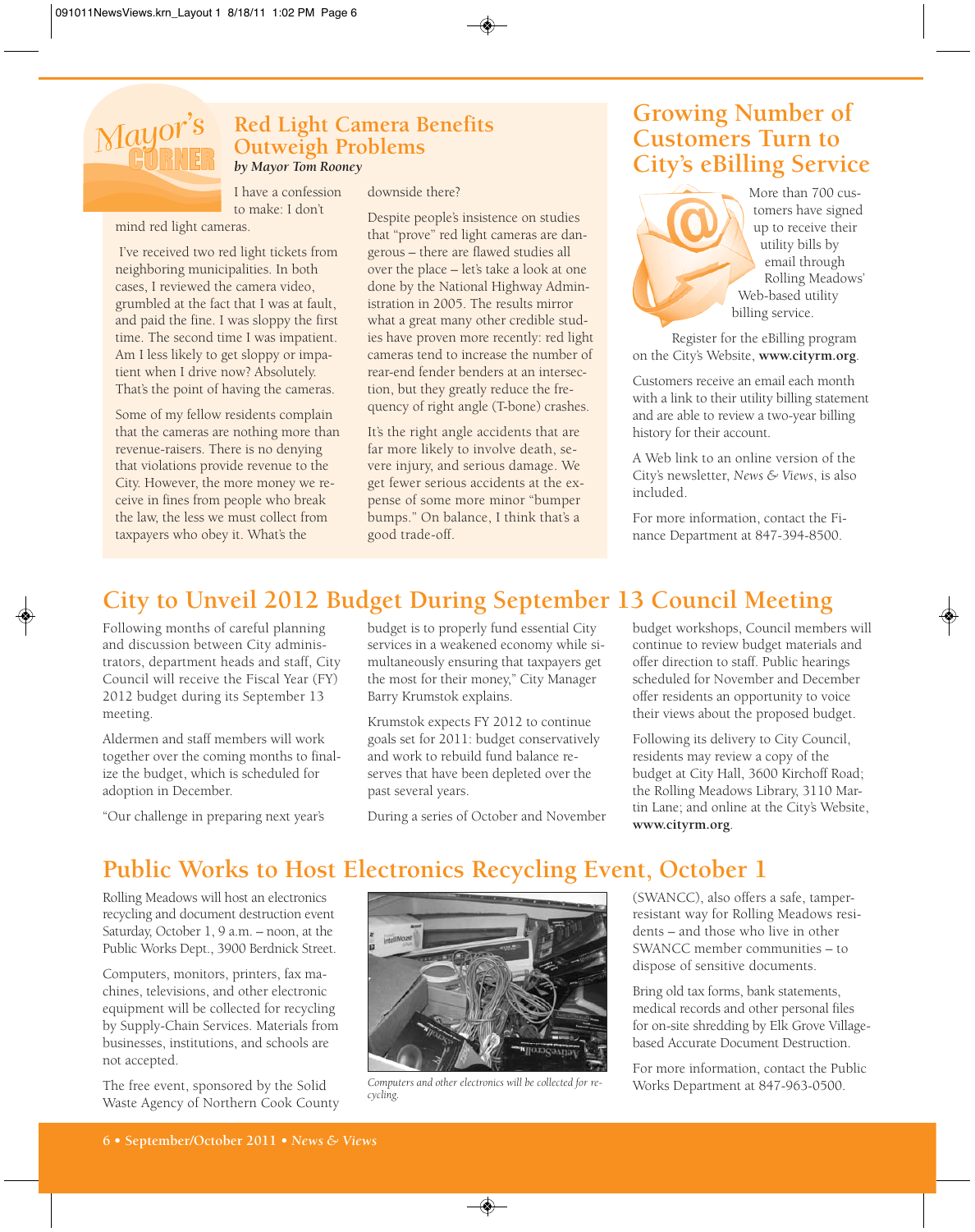## Mayor's Corner

### Red Light Camera Benefits Outweigh Problems

*by Mayor Tom Rooney*

I have a confession to make: I don't mind red light cameras.

I've received two red light tickets from neighboring municipalities. In both cases, I reviewed the camera video, grumbled at the fact that I was at fault, and paid the fine. I was sloppy the first time. The second time I was impatient. Am I less likely to get sloppy or impatient when I drive now? Absolutely. That's the point of having the cameras.

Some of my fellow residents complain that the cameras are nothing more than revenue-raisers. There is no denying that violations provide revenue to the City. However, the more money we receive in fines from people who break the law, the less we must collect from taxpayers who obey it. What's the downside there?

Despite people's insistence on studies that "prove" red light cameras are dangerous – there are flawed studies all over the place – let's take a look at one done by the National Highway Administration in 2005. The results mirror what a great many other credible studies have proven more recently: red light cameras tend to increase the number of rear-end fender benders at an intersection, but they greatly reduce the frequency of right angle (T-bone) crashes.

It's the right angle accidents that are far more likely to involve death, severe injury, and serious damage. We get fewer serious accidents at the expense of some more minor "bumper bumps." On balance, I think that's a good trade-off.

## Growing Number of Customers Turn to City's eBilling Service

More than 700 customers have signed up to receive their utility bills by email through Rolling Meadows' Web-based utility billing service.

Register for the eBilling program on the City's Website, **www.cityrm.org**.

Customers receive an email each month with a link to their utility billing statement and are able to review a two-year billing history for their account.

A Web link to an online version of the City's newsletter, *News & Views*, is also included.

For more information, contact the Finance Department at 847-394-8500.

## City to Unveil 2012 Budget During September 13 Council Meeting

Following months of careful planning and discussion between City administrators, department heads and staff, City Council will receive the Fiscal Year (FY) 2012 budget during its September 13 meeting.

Aldermen and staff members will work together over the coming months to finalize the budget, which is scheduled for adoption in December.

"Our challenge in preparing next year's budget is to properly fund essential City services in a weakened economy while simultaneously ensuring that taxpayers get the most for their money," City Manager Barry Krumstok explains.

Krumstok expects FY 2012 to continue goals set for 2011: budget conservatively and work to rebuild fund balance reserves that have been depleted over the past several years.

During a series of October and November budget workshops, Council members will continue to review budget materials and offer direction to staff. Public hearings scheduled for November and December offer residents an opportunity to voice their views about the proposed budget.

Following its delivery to City Council, residents may review a copy of the budget at City Hall, 3600 Kirchoff Road; the Rolling Meadows Library, 3110 Martin Lane; and online at the City's Website, **www.cityrm.org**.

## Public Works to Host Electronics Recycling Event, October 1

Rolling Meadows will host an electronics recycling and document destruction event Saturday, October 1, 9 a.m. – noon, at the Public Works Dept., 3900 Berdnick Street.

Computers, monitors, printers, fax machines, televisions, and other electronic equipment will be collected for recycling by Supply-Chain Services. Materials from businesses, institutions, and schools are not accepted.

The free event, sponsored by the Solid Waste Agency of Northern Cook County (SWANCC), also offers a safe, tamper-resistant way for Rolling Meadows residents – and those who live in other SWANCC member communities – to dispose of sensitive documents.

*Computers and other electronics will be collected for recycling.*

Bring old tax forms, bank statements, medical records and other personal files for on-site shredding by Elk Grove Village-based Accurate Document Destruction.

For more information, contact the Public Works Department at 847-963-0500.